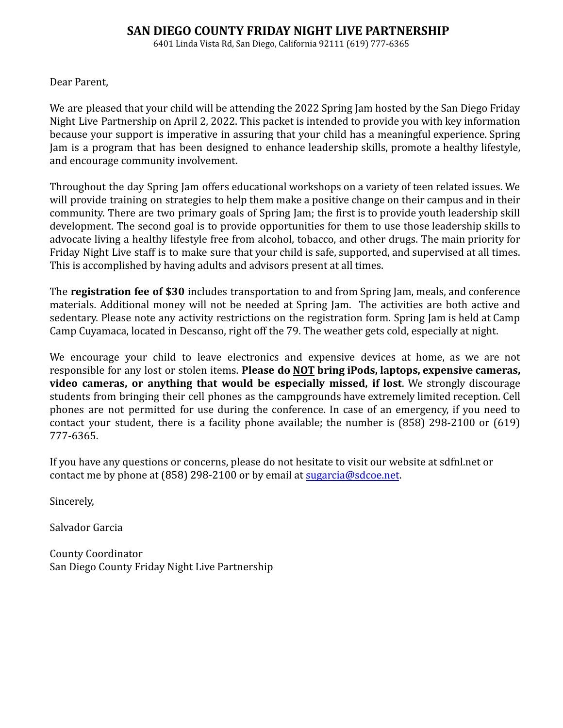# SAN DIEGO COUNTY FRIDAY NIGHT LIVE PARTNERSHIP

6401 Linda Vista Rd, San Diego, California 92111 (619) 777-6365

Dear Parent,

We are pleased that your child will be attending the 2022 Spring Jam hosted by the San Diego Friday Night Live Partnership on April 2, 2022. This packet is intended to provide you with key information because your support is imperative in assuring that your child has a meaningful experience. Spring Jam is a program that has been designed to enhance leadership skills, promote a healthy lifestyle, and encourage community involvement.

Throughout the day Spring Jam offers educational workshops on a variety of teen related issues. We will provide training on strategies to help them make a positive change on their campus and in their community. There are two primary goals of Spring Jam; the first is to provide youth leadership skill development. The second goal is to provide opportunities for them to use those leadership skills to advocate living a healthy lifestyle free from alcohol, tobacco, and other drugs. The main priority for Friday Night Live staff is to make sure that your child is safe, supported, and supervised at all times. This is accomplished by having adults and advisors present at all times.

The **registration fee of $30** includes transportation to and from Spring Jam, meals, and conference materials. Additional money will not be needed at Spring Jam. The activities are both active and sedentary. Please note any activity restrictions on the registration form. Spring Jam is held at Camp Camp Cuyamaca, located in Descanso, right off the 79. The weather gets cold, especially at night.

We encourage your child to leave electronics and expensive devices at home, as we are not responsible for any lost or stolen items. **Please do <u>NOT</u> bring iPods, laptops, expensive cameras, video cameras, or anything that would be especially missed, if lost**. We strongly discourage students from bringing their cell phones as the campgrounds have extremely limited reception. Cell phones are not permitted for use during the conference. In case of an emergency, if you need to contact your student, there is a facility phone available; the number is (858) 298-2100 or (619) 777-6365.

If you have any questions or concerns, please do not hesitate to visit our website at sdfnl.net or contact me by phone at (858) 298-2100 or by email at [sugarcia@sdcoe.net](mailto:sugarcia@sdcoe.net).

Sincerely,

Salvador Garcia

County Coordinator
San Diego County Friday Night Live Partnership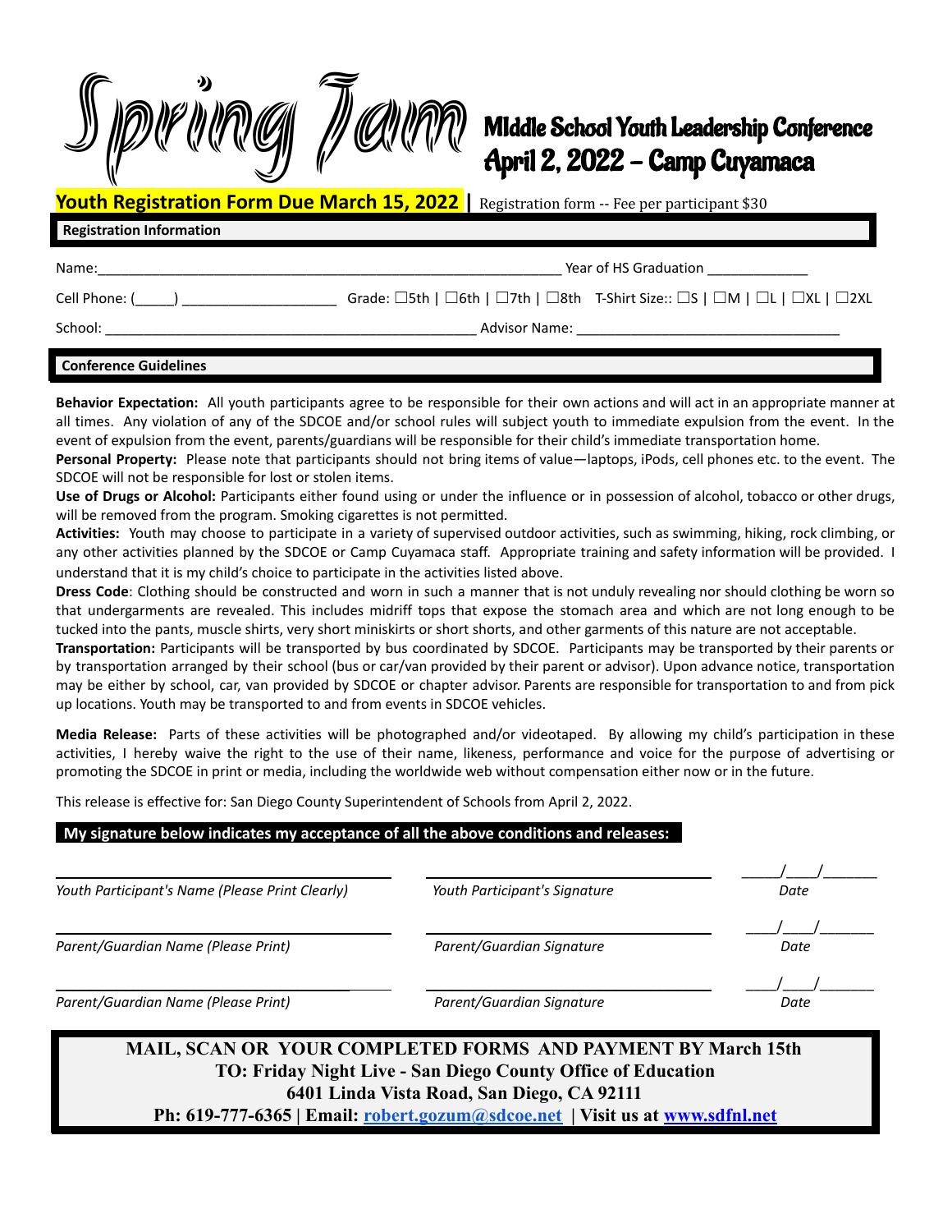# Spring Jam

## Middle School Youth Leadership Conference
## April 2, 2022 – Camp Cuyamaca

**Youth Registration Form Due March 15, 2022** | Registration form -- Fee per participant $30

### Registration Information

Name:_______________________________________________________________ Year of HS Graduation _____________

Cell Phone: (_____) ____________________ Grade: ☐5th | ☐6th | ☐7th | ☐8th T-Shirt Size:: ☐S | ☐M | ☐L | ☐XL | ☐2XL

School: __________________________________________________ Advisor Name: __________________________________

### Conference Guidelines

**Behavior Expectation:** All youth participants agree to be responsible for their own actions and will act in an appropriate manner at all times. Any violation of any of the SDCOE and/or school rules will subject youth to immediate expulsion from the event. In the event of expulsion from the event, parents/guardians will be responsible for their child's immediate transportation home.

**Personal Property:** Please note that participants should not bring items of value—laptops, iPods, cell phones etc. to the event. The SDCOE will not be responsible for lost or stolen items.

**Use of Drugs or Alcohol:** Participants either found using or under the influence or in possession of alcohol, tobacco or other drugs, will be removed from the program. Smoking cigarettes is not permitted.

**Activities:** Youth may choose to participate in a variety of supervised outdoor activities, such as swimming, hiking, rock climbing, or any other activities planned by the SDCOE or Camp Cuyamaca staff. Appropriate training and safety information will be provided. I understand that it is my child's choice to participate in the activities listed above.

**Dress Code**: Clothing should be constructed and worn in such a manner that is not unduly revealing nor should clothing be worn so that undergarments are revealed. This includes midriff tops that expose the stomach area and which are not long enough to be tucked into the pants, muscle shirts, very short miniskirts or short shorts, and other garments of this nature are not acceptable.

**Transportation:** Participants will be transported by bus coordinated by SDCOE. Participants may be transported by their parents or by transportation arranged by their school (bus or car/van provided by their parent or advisor). Upon advance notice, transportation may be either by school, car, van provided by SDCOE or chapter advisor. Parents are responsible for transportation to and from pick up locations. Youth may be transported to and from events in SDCOE vehicles.

**Media Release:** Parts of these activities will be photographed and/or videotaped. By allowing my child's participation in these activities, I hereby waive the right to the use of their name, likeness, performance and voice for the purpose of advertising or promoting the SDCOE in print or media, including the worldwide web without compensation either now or in the future.

This release is effective for: San Diego County Superintendent of Schools from April 2, 2022.

**My signature below indicates my acceptance of all the above conditions and releases:**

| ___________________________________ | ___________________________________ | _____/____/_______ |
|---|---|---|
| *Youth Participant's Name (Please Print Clearly)* | *Youth Participant's Signature* | *Date* |
| ___________________________________ | ___________________________________ | ____/____/_______ |
| *Parent/Guardian Name (Please Print)* | *Parent/Guardian Signature* | *Date* |
| ___________________________________ | ___________________________________ | ____/____/_______ |
| *Parent/Guardian Name (Please Print)* | *Parent/Guardian Signature* | *Date* |

**MAIL, SCAN OR YOUR COMPLETED FORMS AND PAYMENT BY March 15th**
**TO: Friday Night Live - San Diego County Office of Education**
**6401 Linda Vista Road, San Diego, CA 92111**
**Ph: 619-777-6365 | Email: robert.gozum@sdcoe.net | Visit us at www.sdfnl.net**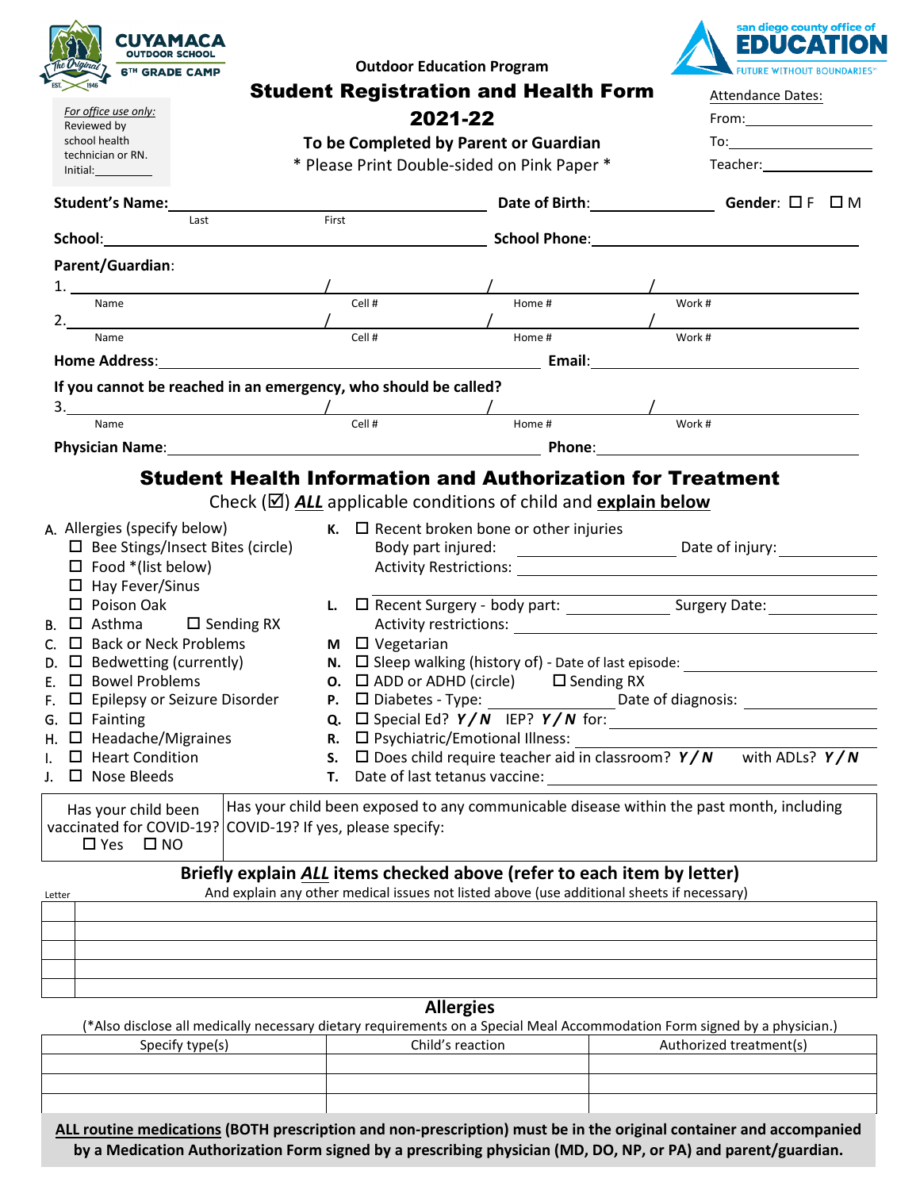CUYAMACA OUTDOOR SCHOOL
6TH GRADE CAMP

san diego county office of EDUCATION
FUTURE WITHOUT BOUNDARIES

Outdoor Education Program

# Student Registration and Health Form

## 2021-22

**To be Completed by Parent or Guardian**

* Please Print Double-sided on Pink Paper *

*For office use only:*
Reviewed by school health technician or RN.
Initial:__________

Attendance Dates:
From:__________
To:__________
Teacher:__________

**Student's Name:**______________________ (Last / First) **Date of Birth:**__________ **Gender:** ☐ F ☐ M

**School:**______________________ **School Phone:**______________________

**Parent/Guardian:**

1. ______________ / ______________ / ______________ / ______________
   Name / Cell # / Home # / Work #
2. ______________ / ______________ / ______________ / ______________
   Name / Cell # / Home # / Work #

**Home Address:**______________________ **Email:**______________________

**If you cannot be reached in an emergency, who should be called?**

3. ______________ / ______________ / ______________ / ______________
   Name / Cell # / Home # / Work #

**Physician Name:**______________________ **Phone:**______________________

## Student Health Information and Authorization for Treatment

Check (☑) ***ALL*** applicable conditions of child and **explain below**

A. Allergies (specify below)
- ☐ Bee Stings/Insect Bites (circle)
- ☐ Food *(list below)
- ☐ Hay Fever/Sinus
- ☐ Poison Oak

B. ☐ Asthma ☐ Sending RX
C. ☐ Back or Neck Problems
D. ☐ Bedwetting (currently)
E. ☐ Bowel Problems
F. ☐ Epilepsy or Seizure Disorder
G. ☐ Fainting
H. ☐ Headache/Migraines
I. ☐ Heart Condition
J. ☐ Nose Bleeds

**K.** ☐ Recent broken bone or other injuries
Body part injured: __________ Date of injury: __________
Activity Restrictions: __________

**L.** ☐ Recent Surgery - body part: __________ Surgery Date: __________
Activity restrictions: __________

**M** ☐ Vegetarian
**N.** ☐ Sleep walking (history of) - Date of last episode: __________
**O.** ☐ ADD or ADHD (circle) ☐ Sending RX
**P.** ☐ Diabetes - Type: __________ Date of diagnosis: __________
**Q.** ☐ Special Ed? ***Y / N*** IEP? ***Y / N*** for: __________
**R.** ☐ Psychiatric/Emotional Illness: __________
**S.** ☐ Does child require teacher aid in classroom? ***Y / N*** with ADLs? ***Y / N***
**T.** Date of last tetanus vaccine: __________

| Has your child been vaccinated for COVID-19? ☐ Yes ☐ NO | Has your child been exposed to any communicable disease within the past month, including COVID-19? If yes, please specify: |
|---|---|

**Briefly explain *ALL* items checked above (refer to each item by letter)**

And explain any other medical issues not listed above (use additional sheets if necessary)

| Letter | |
|---|---|
| | |
| | |
| | |
| | |
| | |

### Allergies

(*Also disclose all medically necessary dietary requirements on a Special Meal Accommodation Form signed by a physician.)

| Specify type(s) | Child's reaction | Authorized treatment(s) |
|---|---|---|
| | | |
| | | |
| | | |

**ALL routine medications (BOTH prescription and non-prescription) must be in the original container and accompanied by a Medication Authorization Form signed by a prescribing physician (MD, DO, NP, or PA) and parent/guardian.**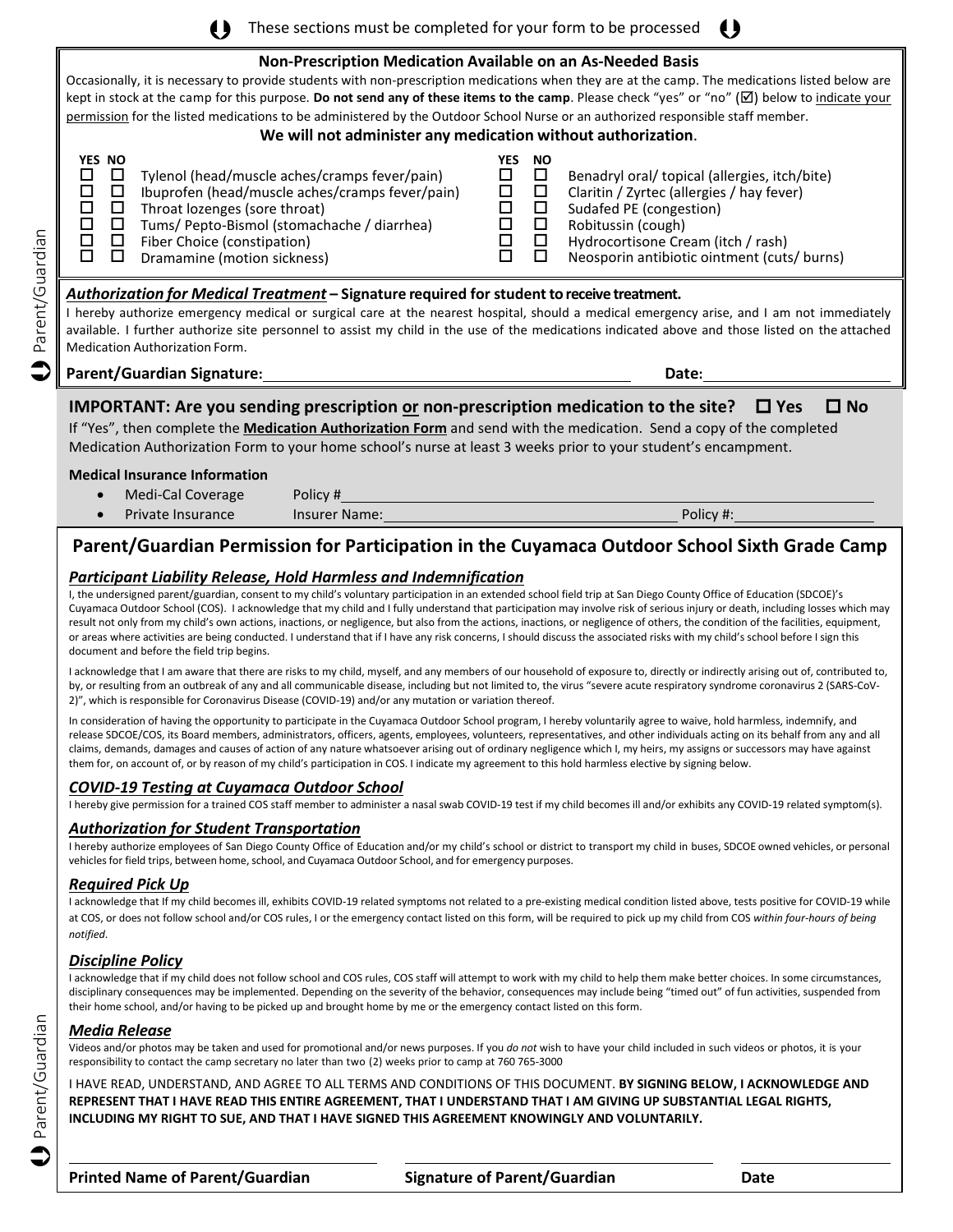These sections must be completed for your form to be processed

**Non-Prescription Medication Available on an As-Needed Basis**

Occasionally, it is necessary to provide students with non-prescription medications when they are at the camp. The medications listed below are kept in stock at the camp for this purpose. **Do not send any of these items to the camp**. Please check "yes" or "no" (☑) below to indicate your permission for the listed medications to be administered by the Outdoor School Nurse or an authorized responsible staff member.

**We will not administer any medication without authorization**.

| YES | NO | | YES | NO | |
|---|---|---|---|---|---|
| ☐ | ☐ | Tylenol (head/muscle aches/cramps fever/pain) | ☐ | ☐ | Benadryl oral/ topical (allergies, itch/bite) |
| ☐ | ☐ | Ibuprofen (head/muscle aches/cramps fever/pain) | ☐ | ☐ | Claritin / Zyrtec (allergies / hay fever) |
| ☐ | ☐ | Throat lozenges (sore throat) | ☐ | ☐ | Sudafed PE (congestion) |
| ☐ | ☐ | Tums/ Pepto-Bismol (stomachache / diarrhea) | ☐ | ☐ | Robitussin (cough) |
| ☐ | ☐ | Fiber Choice (constipation) | ☐ | ☐ | Hydrocortisone Cream (itch / rash) |
| ☐ | ☐ | Dramamine (motion sickness) | ☐ | ☐ | Neosporin antibiotic ointment (cuts/ burns) |

***Authorization for Medical Treatment*** **– Signature required for student to receive treatment.**

I hereby authorize emergency medical or surgical care at the nearest hospital, should a medical emergency arise, and I am not immediately available. I further authorize site personnel to assist my child in the use of the medications indicated above and those listed on the attached Medication Authorization Form.

**Parent/Guardian Signature:** ____________________ **Date:** ____________

**IMPORTANT: Are you sending prescription or non-prescription medication to the site?** ☐ **Yes** ☐ **No**

If "Yes", then complete the **Medication Authorization Form** and send with the medication. Send a copy of the completed Medication Authorization Form to your home school's nurse at least 3 weeks prior to your student's encampment.

**Medical Insurance Information**

- Medi-Cal Coverage Policy # ____________________
- Private Insurance Insurer Name: ____________________ Policy #: ____________

## Parent/Guardian Permission for Participation in the Cuyamaca Outdoor School Sixth Grade Camp

### *Participant Liability Release, Hold Harmless and Indemnification*

I, the undersigned parent/guardian, consent to my child's voluntary participation in an extended school field trip at San Diego County Office of Education (SDCOE)'s Cuyamaca Outdoor School (COS). I acknowledge that my child and I fully understand that participation may involve risk of serious injury or death, including losses which may result not only from my child's own actions, inactions, or negligence, but also from the actions, inactions, or negligence of others, the condition of the facilities, equipment, or areas where activities are being conducted. I understand that if I have any risk concerns, I should discuss the associated risks with my child's school before I sign this document and before the field trip begins.

I acknowledge that I am aware that there are risks to my child, myself, and any members of our household of exposure to, directly or indirectly arising out of, contributed to, by, or resulting from an outbreak of any and all communicable disease, including but not limited to, the virus "severe acute respiratory syndrome coronavirus 2 (SARS-CoV-2)", which is responsible for Coronavirus Disease (COVID-19) and/or any mutation or variation thereof.

In consideration of having the opportunity to participate in the Cuyamaca Outdoor School program, I hereby voluntarily agree to waive, hold harmless, indemnify, and release SDCOE/COS, its Board members, administrators, officers, agents, employees, volunteers, representatives, and other individuals acting on its behalf from any and all claims, demands, damages and causes of action of any nature whatsoever arising out of ordinary negligence which I, my heirs, my assigns or successors may have against them for, on account of, or by reason of my child's participation in COS. I indicate my agreement to this hold harmless elective by signing below.

### *COVID-19 Testing at Cuyamaca Outdoor School*

I hereby give permission for a trained COS staff member to administer a nasal swab COVID-19 test if my child becomes ill and/or exhibits any COVID-19 related symptom(s).

### *Authorization for Student Transportation*

I hereby authorize employees of San Diego County Office of Education and/or my child's school or district to transport my child in buses, SDCOE owned vehicles, or personal vehicles for field trips, between home, school, and Cuyamaca Outdoor School, and for emergency purposes.

### *Required Pick Up*

I acknowledge that If my child becomes ill, exhibits COVID-19 related symptoms not related to a pre-existing medical condition listed above, tests positive for COVID-19 while at COS, or does not follow school and/or COS rules, I or the emergency contact listed on this form, will be required to pick up my child from COS *within four-hours of being notified*.

### *Discipline Policy*

I acknowledge that if my child does not follow school and COS rules, COS staff will attempt to work with my child to help them make better choices. In some circumstances, disciplinary consequences may be implemented. Depending on the severity of the behavior, consequences may include being "timed out" of fun activities, suspended from their home school, and/or having to be picked up and brought home by me or the emergency contact listed on this form.

### *Media Release*

Videos and/or photos may be taken and used for promotional and/or news purposes. If you *do not* wish to have your child included in such videos or photos, it is your responsibility to contact the camp secretary no later than two (2) weeks prior to camp at 760 765-3000

I HAVE READ, UNDERSTAND, AND AGREE TO ALL TERMS AND CONDITIONS OF THIS DOCUMENT. **BY SIGNING BELOW, I ACKNOWLEDGE AND REPRESENT THAT I HAVE READ THIS ENTIRE AGREEMENT, THAT I UNDERSTAND THAT I AM GIVING UP SUBSTANTIAL LEGAL RIGHTS, INCLUDING MY RIGHT TO SUE, AND THAT I HAVE SIGNED THIS AGREEMENT KNOWINGLY AND VOLUNTARILY.**

| **Printed Name of Parent/Guardian** | **Signature of Parent/Guardian** | **Date** |
|---|---|---|
| | | |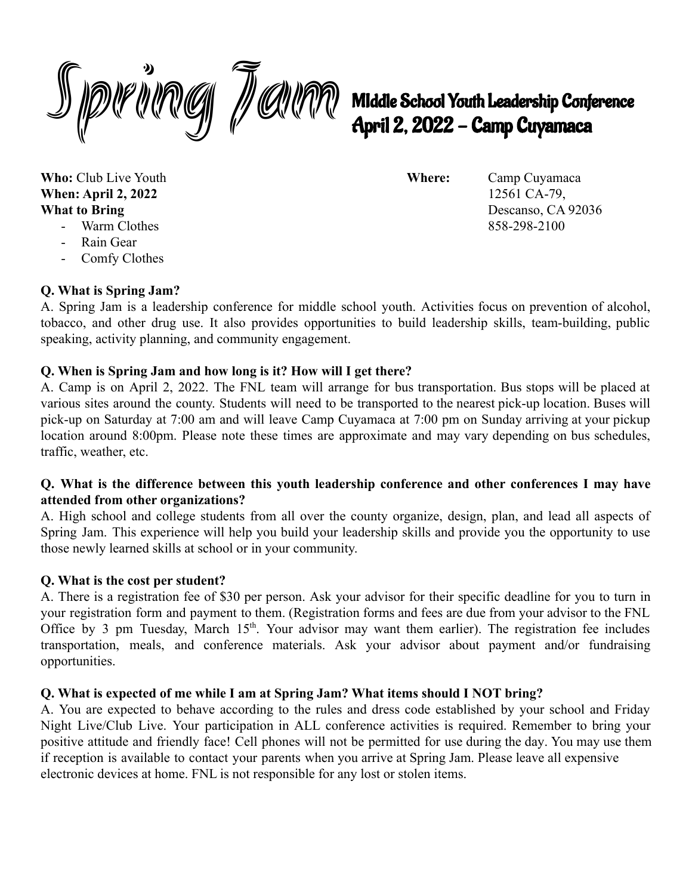# Spring Jam

## MIddle School Youth Leadership Conference
## April 2, 2022 – Camp Cuyamaca

**Who:** Club Live Youth
**When: April 2, 2022**
**What to Bring**

- Warm Clothes
- Rain Gear
- Comfy Clothes

**Where:** Camp Cuyamaca
12561 CA-79,
Descanso, CA 92036
858-298-2100

**Q. What is Spring Jam?**

A. Spring Jam is a leadership conference for middle school youth. Activities focus on prevention of alcohol, tobacco, and other drug use. It also provides opportunities to build leadership skills, team-building, public speaking, activity planning, and community engagement.

**Q. When is Spring Jam and how long is it? How will I get there?**

A. Camp is on April 2, 2022. The FNL team will arrange for bus transportation. Bus stops will be placed at various sites around the county. Students will need to be transported to the nearest pick-up location. Buses will pick-up on Saturday at 7:00 am and will leave Camp Cuyamaca at 7:00 pm on Sunday arriving at your pickup location around 8:00pm. Please note these times are approximate and may vary depending on bus schedules, traffic, weather, etc.

**Q. What is the difference between this youth leadership conference and other conferences I may have attended from other organizations?**

A. High school and college students from all over the county organize, design, plan, and lead all aspects of Spring Jam. This experience will help you build your leadership skills and provide you the opportunity to use those newly learned skills at school or in your community.

**Q. What is the cost per student?**

A. There is a registration fee of $30 per person. Ask your advisor for their specific deadline for you to turn in your registration form and payment to them. (Registration forms and fees are due from your advisor to the FNL Office by 3 pm Tuesday, March 15th. Your advisor may want them earlier). The registration fee includes transportation, meals, and conference materials. Ask your advisor about payment and/or fundraising opportunities.

**Q. What is expected of me while I am at Spring Jam? What items should I NOT bring?**

A. You are expected to behave according to the rules and dress code established by your school and Friday Night Live/Club Live. Your participation in ALL conference activities is required. Remember to bring your positive attitude and friendly face! Cell phones will not be permitted for use during the day. You may use them if reception is available to contact your parents when you arrive at Spring Jam. Please leave all expensive electronic devices at home. FNL is not responsible for any lost or stolen items.